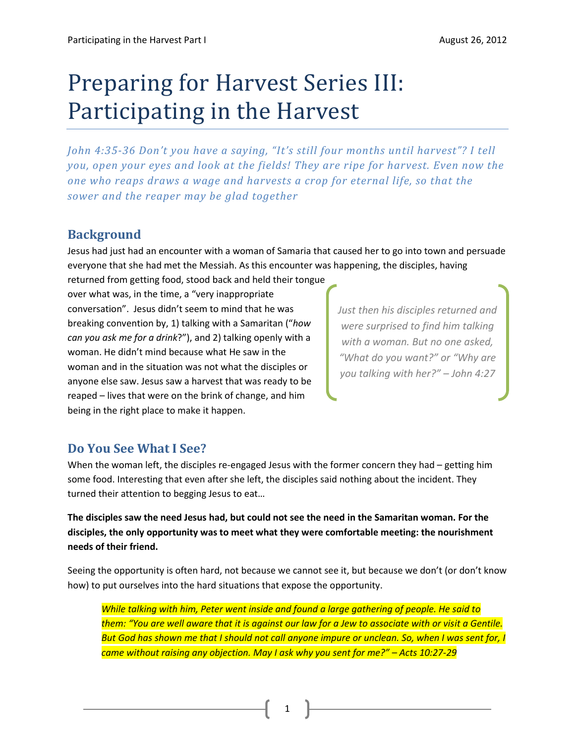# Preparing for Harvest Series III: Participating in the Harvest

*John 4:35-36 Don't you have a saying, "It's still four months until harvest"? I tell you, open your eyes and look at the fields! They are ripe for harvest. Even now the one who reaps draws a wage and harvests a crop for eternal life, so that the sower and the reaper may be glad together*

## Background

Jesus had just had an encounter with a woman of Samaria that caused her to go into town and persuade everyone that she had met the Messiah. As this encounter was happening, the disciples, having returned from getting food, stood back and held their tongue over what was, in the time, a "very inappropriate conversation". Jesus didn't seem to mind that he was breaking convention by, 1) talking with a Samaritan ("*how can you ask me for a drink*?"), and 2) talking openly with a woman. He didn't mind because what He saw in the woman and in the situation was not what the disciples or anyone else saw. Jesus saw a harvest that was ready to be reaped – lives that were on the brink of change, and him being in the right place to make it happen.

> *Just then his disciples returned and were surprised to find him talking with a woman. But no one asked, "What do you want?" or "Why are you talking with her?" – John 4:27*

## Do You See What I See?

When the woman left, the disciples re-engaged Jesus with the former concern they had – getting him some food. Interesting that even after she left, the disciples said nothing about the incident. They turned their attention to begging Jesus to eat…

**The disciples saw the need Jesus had, but could not see the need in the Samaritan woman. For the disciples, the only opportunity was to meet what they were comfortable meeting: the nourishment needs of their friend.**

Seeing the opportunity is often hard, not because we cannot see it, but because we don't (or don't know how) to put ourselves into the hard situations that expose the opportunity.

> *While talking with him, Peter went inside and found a large gathering of people. He said to them: "You are well aware that it is against our law for a Jew to associate with or visit a Gentile. But God has shown me that I should not call anyone impure or unclean. So, when I was sent for, I came without raising any objection. May I ask why you sent for me?" – Acts 10:27-29*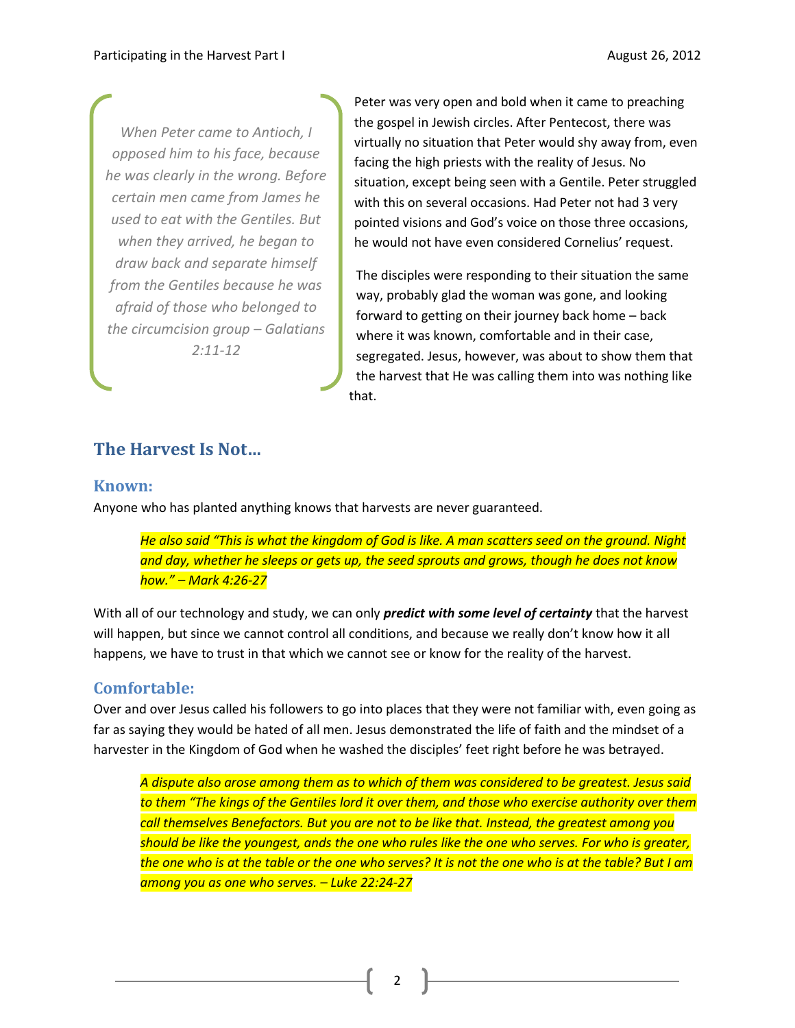> *When Peter came to Antioch, I opposed him to his face, because he was clearly in the wrong. Before certain men came from James he used to eat with the Gentiles. But when they arrived, he began to draw back and separate himself from the Gentiles because he was afraid of those who belonged to the circumcision group – Galatians 2:11-12*

Peter was very open and bold when it came to preaching the gospel in Jewish circles. After Pentecost, there was virtually no situation that Peter would shy away from, even facing the high priests with the reality of Jesus. No situation, except being seen with a Gentile. Peter struggled with this on several occasions. Had Peter not had 3 very pointed visions and God's voice on those three occasions, he would not have even considered Cornelius' request.

The disciples were responding to their situation the same way, probably glad the woman was gone, and looking forward to getting on their journey back home – back where it was known, comfortable and in their case, segregated. Jesus, however, was about to show them that the harvest that He was calling them into was nothing like that.

## The Harvest Is Not…

### Known:

Anyone who has planted anything knows that harvests are never guaranteed.

> *He also said "This is what the kingdom of God is like. A man scatters seed on the ground. Night and day, whether he sleeps or gets up, the seed sprouts and grows, though he does not know how." – Mark 4:26-27*

With all of our technology and study, we can only ***predict with some level of certainty*** that the harvest will happen, but since we cannot control all conditions, and because we really don't know how it all happens, we have to trust in that which we cannot see or know for the reality of the harvest.

### Comfortable:

Over and over Jesus called his followers to go into places that they were not familiar with, even going as far as saying they would be hated of all men. Jesus demonstrated the life of faith and the mindset of a harvester in the Kingdom of God when he washed the disciples' feet right before he was betrayed.

> *A dispute also arose among them as to which of them was considered to be greatest. Jesus said to them "The kings of the Gentiles lord it over them, and those who exercise authority over them call themselves Benefactors. But you are not to be like that. Instead, the greatest among you should be like the youngest, ands the one who rules like the one who serves. For who is greater, the one who is at the table or the one who serves? It is not the one who is at the table? But I am among you as one who serves. – Luke 22:24-27*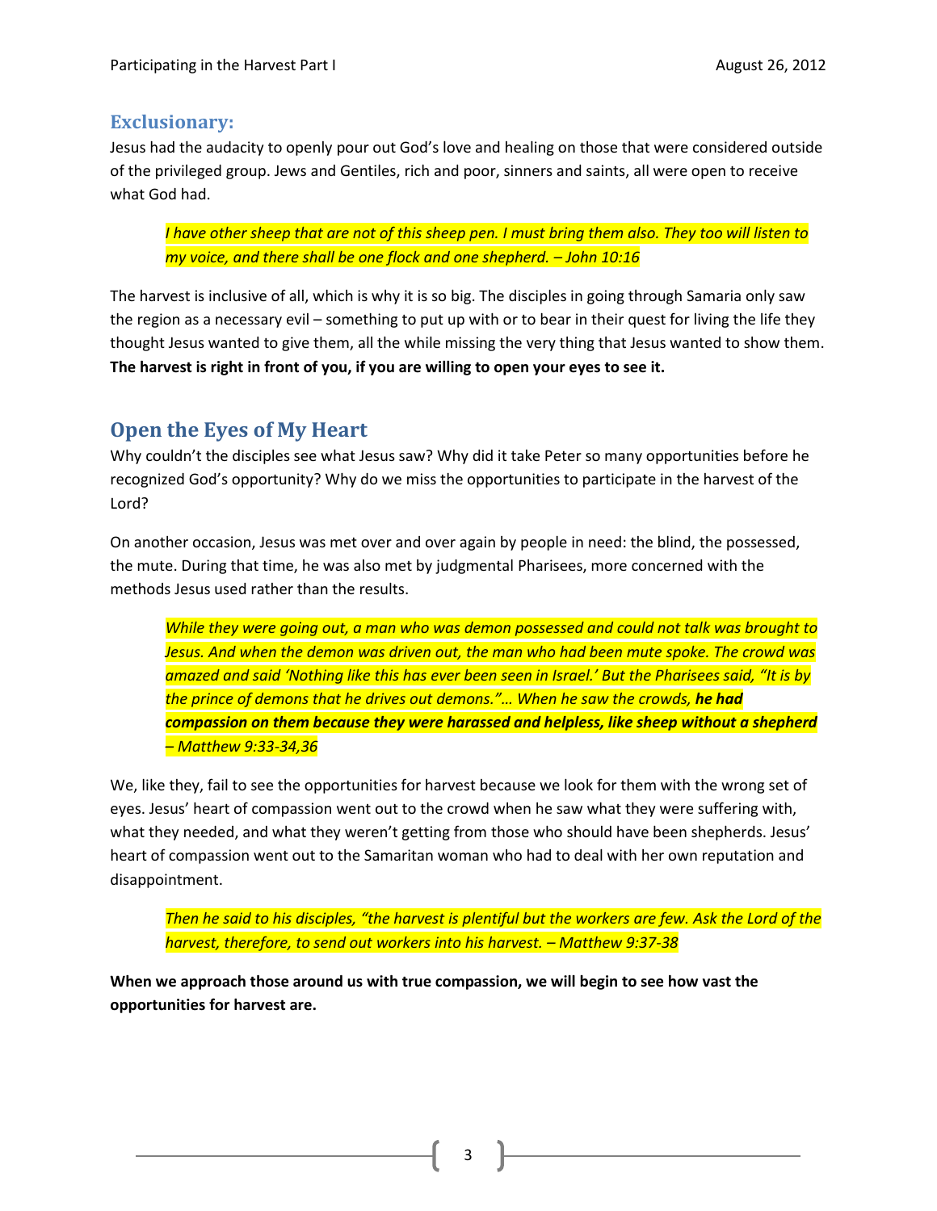## Exclusionary:

Jesus had the audacity to openly pour out God's love and healing on those that were considered outside of the privileged group. Jews and Gentiles, rich and poor, sinners and saints, all were open to receive what God had.

> *I have other sheep that are not of this sheep pen. I must bring them also. They too will listen to my voice, and there shall be one flock and one shepherd. – John 10:16*

The harvest is inclusive of all, which is why it is so big. The disciples in going through Samaria only saw the region as a necessary evil – something to put up with or to bear in their quest for living the life they thought Jesus wanted to give them, all the while missing the very thing that Jesus wanted to show them. **The harvest is right in front of you, if you are willing to open your eyes to see it.**

## Open the Eyes of My Heart

Why couldn't the disciples see what Jesus saw? Why did it take Peter so many opportunities before he recognized God's opportunity? Why do we miss the opportunities to participate in the harvest of the Lord?

On another occasion, Jesus was met over and over again by people in need: the blind, the possessed, the mute. During that time, he was also met by judgmental Pharisees, more concerned with the methods Jesus used rather than the results.

> *While they were going out, a man who was demon possessed and could not talk was brought to Jesus. And when the demon was driven out, the man who had been mute spoke. The crowd was amazed and said 'Nothing like this has ever been seen in Israel.' But the Pharisees said, "It is by the prince of demons that he drives out demons."… When he saw the crowds, **he had compassion on them because they were harassed and helpless, like sheep without a shepherd** – Matthew 9:33-34,36*

We, like they, fail to see the opportunities for harvest because we look for them with the wrong set of eyes. Jesus' heart of compassion went out to the crowd when he saw what they were suffering with, what they needed, and what they weren't getting from those who should have been shepherds. Jesus' heart of compassion went out to the Samaritan woman who had to deal with her own reputation and disappointment.

> *Then he said to his disciples, "the harvest is plentiful but the workers are few. Ask the Lord of the harvest, therefore, to send out workers into his harvest. – Matthew 9:37-38*

**When we approach those around us with true compassion, we will begin to see how vast the opportunities for harvest are.**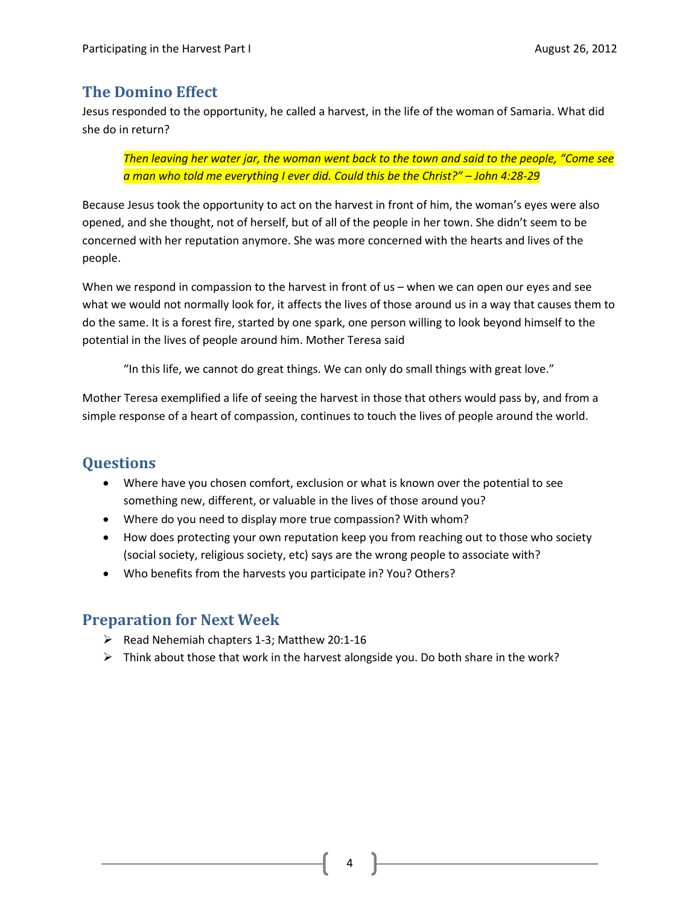## The Domino Effect

Jesus responded to the opportunity, he called a harvest, in the life of the woman of Samaria. What did she do in return?

> *Then leaving her water jar, the woman went back to the town and said to the people, "Come see a man who told me everything I ever did. Could this be the Christ?" – John 4:28-29*

Because Jesus took the opportunity to act on the harvest in front of him, the woman's eyes were also opened, and she thought, not of herself, but of all of the people in her town. She didn't seem to be concerned with her reputation anymore. She was more concerned with the hearts and lives of the people.

When we respond in compassion to the harvest in front of us – when we can open our eyes and see what we would not normally look for, it affects the lives of those around us in a way that causes them to do the same. It is a forest fire, started by one spark, one person willing to look beyond himself to the potential in the lives of people around him. Mother Teresa said

> "In this life, we cannot do great things. We can only do small things with great love."

Mother Teresa exemplified a life of seeing the harvest in those that others would pass by, and from a simple response of a heart of compassion, continues to touch the lives of people around the world.

## Questions

- Where have you chosen comfort, exclusion or what is known over the potential to see something new, different, or valuable in the lives of those around you?
- Where do you need to display more true compassion? With whom?
- How does protecting your own reputation keep you from reaching out to those who society (social society, religious society, etc) says are the wrong people to associate with?
- Who benefits from the harvests you participate in? You? Others?

## Preparation for Next Week

- Read Nehemiah chapters 1-3; Matthew 20:1-16
- Think about those that work in the harvest alongside you. Do both share in the work?